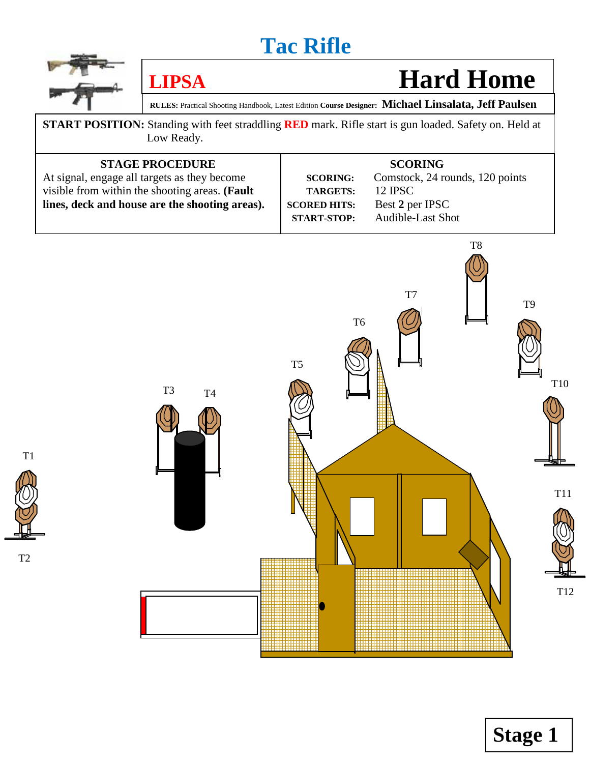# Tac Rifle

## LIPSA

# Hard Home

**RULES:** Practical Shooting Handbook, Latest Edition **Course Designer:** **Michael Linsalata, Jeff Paulsen**

**START POSITION:** Standing with feet straddling **RED** mark. Rifle start is gun loaded. Safety on. Held at Low Ready.

| STAGE PROCEDURE | SCORING | |
|---|---|---|
| At signal, engage all targets as they become visible from within the shooting areas. **(Fault lines, deck and house are the shooting areas).** | **SCORING:** | Comstock, 24 rounds, 120 points |
| | **TARGETS:** | 12 IPSC |
| | **SCORED HITS:** | Best **2** per IPSC |
| | **START-STOP:** | Audible-Last Shot |

T8

T7

T9

T6

T5

T10

T3 T4

T1

T11

T2

T12

**Stage 1**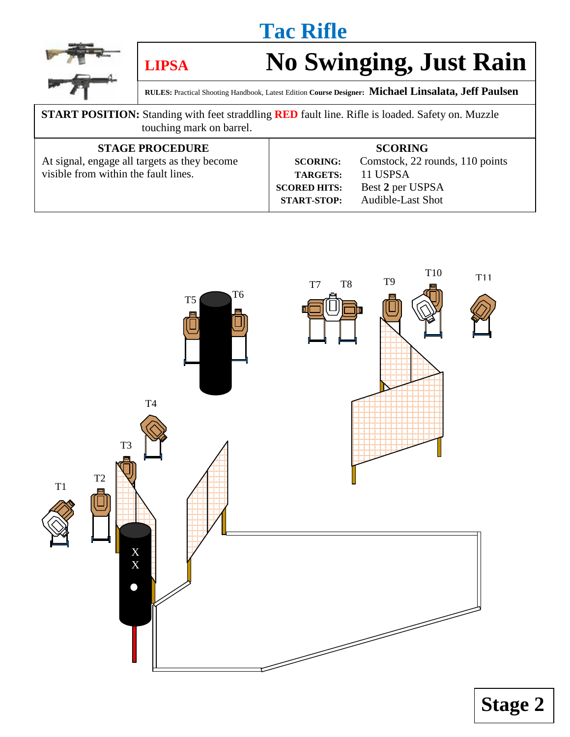# Tac Rifle

**LIPSA**

# No Swinging, Just Rain

**RULES:** Practical Shooting Handbook, Latest Edition **Course Designer:** **Michael Linsalata, Jeff Paulsen**

**START POSITION:** Standing with feet straddling **RED** fault line. Rifle is loaded. Safety on. Muzzle touching mark on barrel.

| STAGE PROCEDURE | SCORING | |
|---|---|---|
| At signal, engage all targets as they become visible from within the fault lines. | **SCORING:** | Comstock, 22 rounds, 110 points |
| | **TARGETS:** | 11 USPSA |
| | **SCORED HITS:** | Best **2** per USPSA |
| | **START-STOP:** | Audible-Last Shot |

T1 T2 T3 T4 T5 T6 T7 T8 T9 T10 T11

X
X

# Stage 2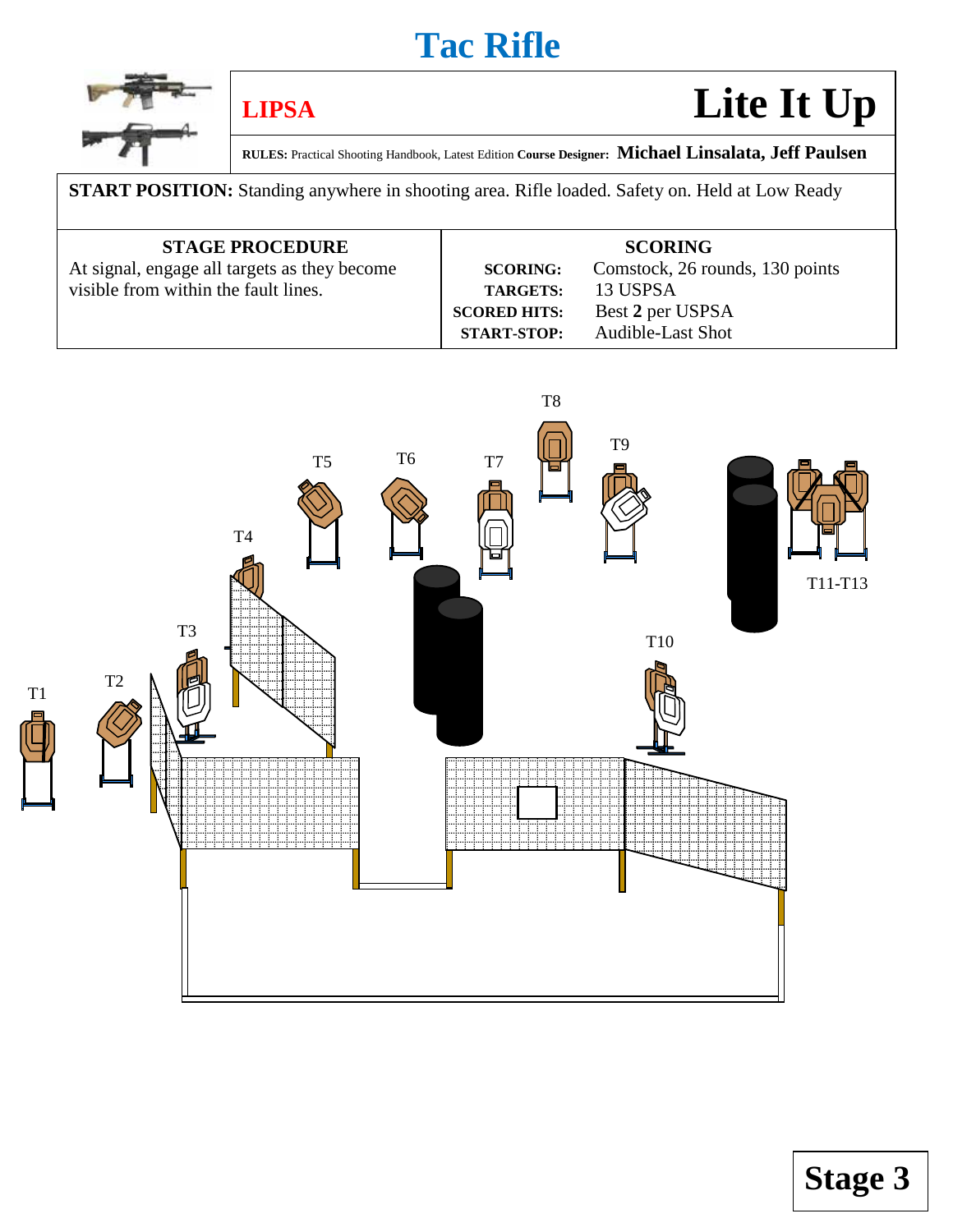# Tac Rifle

**LIPSA**

# Lite It Up

**RULES:** Practical Shooting Handbook, Latest Edition **Course Designer:** **Michael Linsalata, Jeff Paulsen**

**START POSITION:** Standing anywhere in shooting area. Rifle loaded. Safety on. Held at Low Ready

| STAGE PROCEDURE | SCORING | |
|---|---|---|
| At signal, engage all targets as they become visible from within the fault lines. | **SCORING:** | Comstock, 26 rounds, 130 points |
| | **TARGETS:** | 13 USPSA |
| | **SCORED HITS:** | Best **2** per USPSA |
| | **START-STOP:** | Audible-Last Shot |

T1 T2 T3 T4 T5 T6 T7 T8 T9 T10 T11-T13

**Stage 3**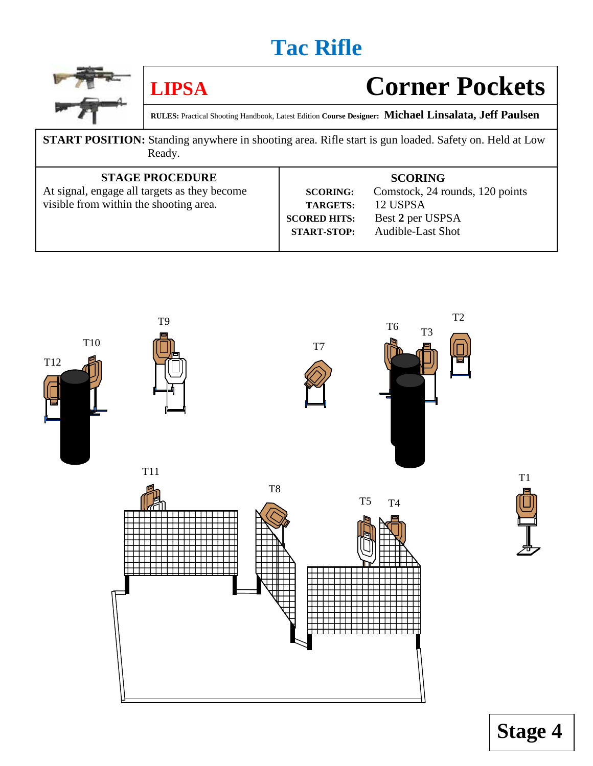# Tac Rifle

**LIPSA**

## Corner Pockets

**RULES:** Practical Shooting Handbook, Latest Edition **Course Designer: Michael Linsalata, Jeff Paulsen**

**START POSITION:** Standing anywhere in shooting area. Rifle start is gun loaded. Safety on. Held at Low Ready.

**STAGE PROCEDURE**

At signal, engage all targets as they become visible from within the shooting area.

**SCORING**

| | |
|---|---|
| **SCORING:** | Comstock, 24 rounds, 120 points |
| **TARGETS:** | 12 USPSA |
| **SCORED HITS:** | Best **2** per USPSA |
| **START-STOP:** | Audible-Last Shot |

T12 T10 T9 T7 T6 T3 T2 T11 T8 T5 T4 T1

**Stage 4**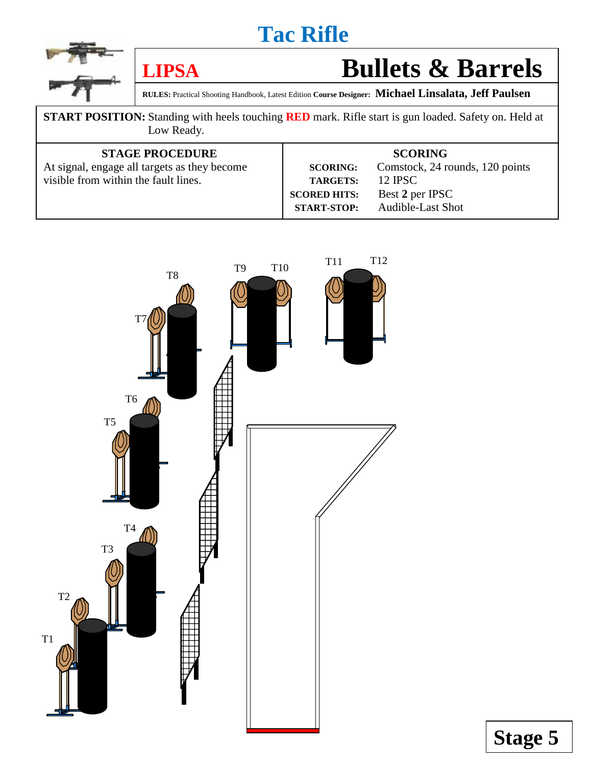# Tac Rifle

## LIPSA

# Bullets & Barrels

**RULES:** Practical Shooting Handbook, Latest Edition **Course Designer:** **Michael Linsalata, Jeff Paulsen**

**START POSITION:** Standing with heels touching **RED** mark. Rifle start is gun loaded. Safety on. Held at Low Ready.

| STAGE PROCEDURE | SCORING | |
|---|---|---|
| At signal, engage all targets as they become visible from within the fault lines. | **SCORING:** | Comstock, 24 rounds, 120 points |
| | **TARGETS:** | 12 IPSC |
| | **SCORED HITS:** | Best **2** per IPSC |
| | **START-STOP:** | Audible-Last Shot |

T1 T2 T3 T4 T5 T6 T7 T8 T9 T10 T11 T12

**Stage 5**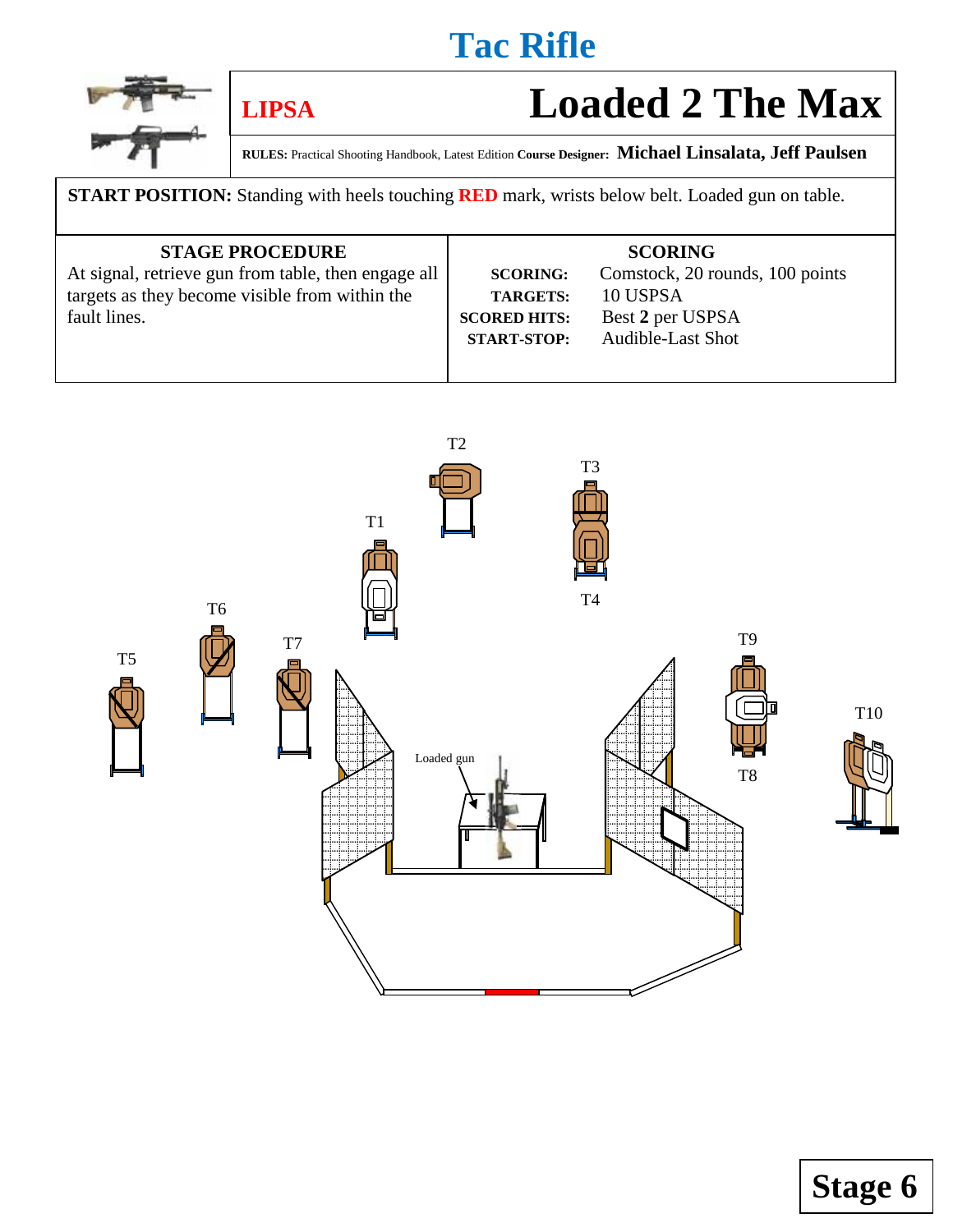# Tac Rifle

**LIPSA**

# Loaded 2 The Max

**RULES:** Practical Shooting Handbook, Latest Edition **Course Designer:** **Michael Linsalata, Jeff Paulsen**

**START POSITION:** Standing with heels touching **RED** mark, wrists below belt. Loaded gun on table.

**STAGE PROCEDURE**

At signal, retrieve gun from table, then engage all targets as they become visible from within the fault lines.

**SCORING**

| | |
|---|---|
| **SCORING:** | Comstock, 20 rounds, 100 points |
| **TARGETS:** | 10 USPSA |
| **SCORED HITS:** | Best **2** per USPSA |
| **START-STOP:** | Audible-Last Shot |

T2

T3

T1

T4

T6

T5

T7

T9

T10

Loaded gun

T8

**Stage 6**